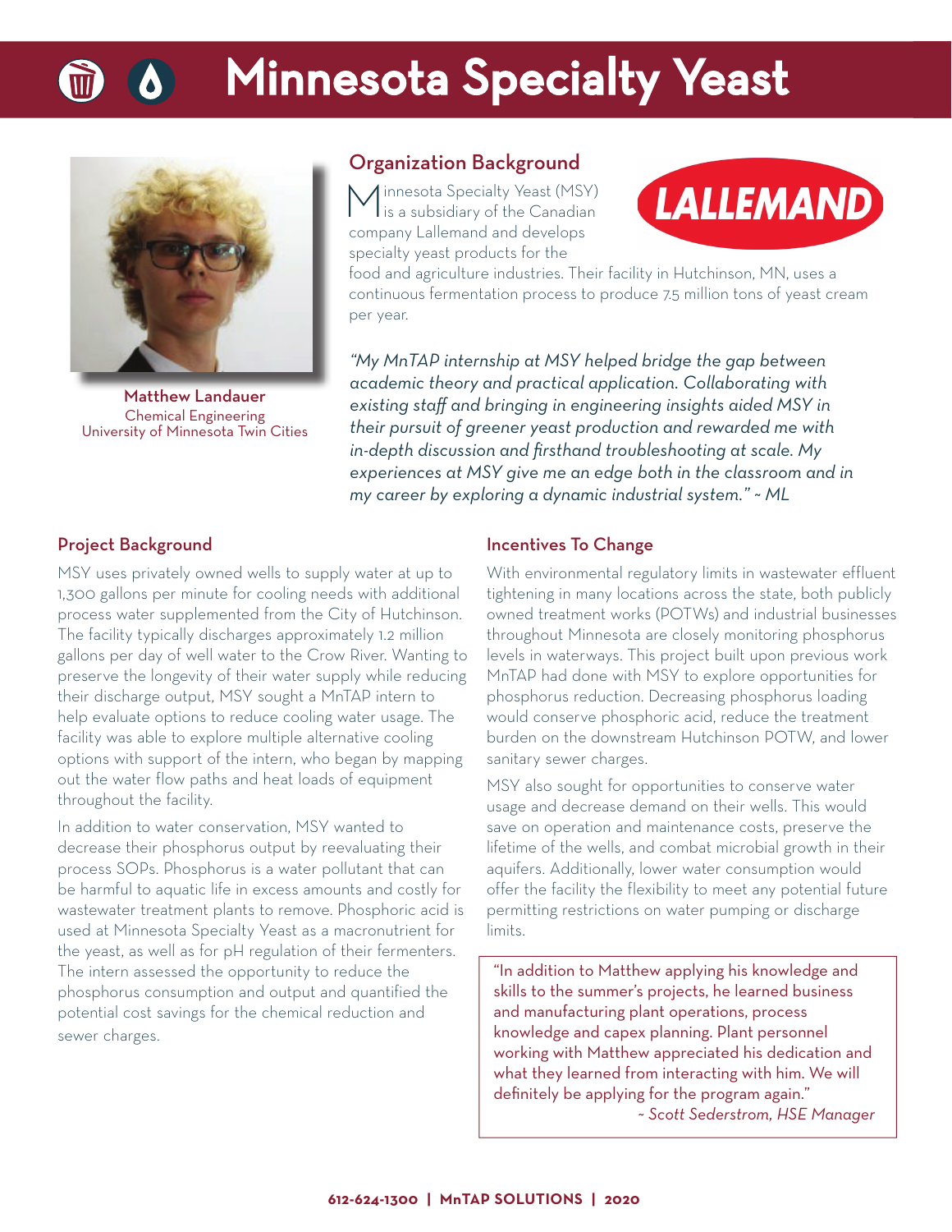# Minnesota Specialty Yeast

**Matthew Landauer**
Chemical Engineering
University of Minnesota Twin Cities

## Organization Background

Minnesota Specialty Yeast (MSY) is a subsidiary of the Canadian company Lallemand and develops specialty yeast products for the food and agriculture industries. Their facility in Hutchinson, MN, uses a continuous fermentation process to produce 7.5 million tons of yeast cream per year.

LALLEMAND

*"My MnTAP internship at MSY helped bridge the gap between academic theory and practical application. Collaborating with existing staff and bringing in engineering insights aided MSY in their pursuit of greener yeast production and rewarded me with in-depth discussion and firsthand troubleshooting at scale. My experiences at MSY give me an edge both in the classroom and in my career by exploring a dynamic industrial system." ~ ML*

## Project Background

MSY uses privately owned wells to supply water at up to 1,300 gallons per minute for cooling needs with additional process water supplemented from the City of Hutchinson. The facility typically discharges approximately 1.2 million gallons per day of well water to the Crow River. Wanting to preserve the longevity of their water supply while reducing their discharge output, MSY sought a MnTAP intern to help evaluate options to reduce cooling water usage. The facility was able to explore multiple alternative cooling options with support of the intern, who began by mapping out the water flow paths and heat loads of equipment throughout the facility.

In addition to water conservation, MSY wanted to decrease their phosphorus output by reevaluating their process SOPs. Phosphorus is a water pollutant that can be harmful to aquatic life in excess amounts and costly for wastewater treatment plants to remove. Phosphoric acid is used at Minnesota Specialty Yeast as a macronutrient for the yeast, as well as for pH regulation of their fermenters. The intern assessed the opportunity to reduce the phosphorus consumption and output and quantified the potential cost savings for the chemical reduction and sewer charges.

## Incentives To Change

With environmental regulatory limits in wastewater effluent tightening in many locations across the state, both publicly owned treatment works (POTWs) and industrial businesses throughout Minnesota are closely monitoring phosphorus levels in waterways. This project built upon previous work MnTAP had done with MSY to explore opportunities for phosphorus reduction. Decreasing phosphorus loading would conserve phosphoric acid, reduce the treatment burden on the downstream Hutchinson POTW, and lower sanitary sewer charges.

MSY also sought for opportunities to conserve water usage and decrease demand on their wells. This would save on operation and maintenance costs, preserve the lifetime of the wells, and combat microbial growth in their aquifers. Additionally, lower water consumption would offer the facility the flexibility to meet any potential future permitting restrictions on water pumping or discharge limits.

"In addition to Matthew applying his knowledge and skills to the summer's projects, he learned business and manufacturing plant operations, process knowledge and capex planning. Plant personnel working with Matthew appreciated his dedication and what they learned from interacting with him. We will definitely be applying for the program again."
*~ Scott Sederstrom, HSE Manager*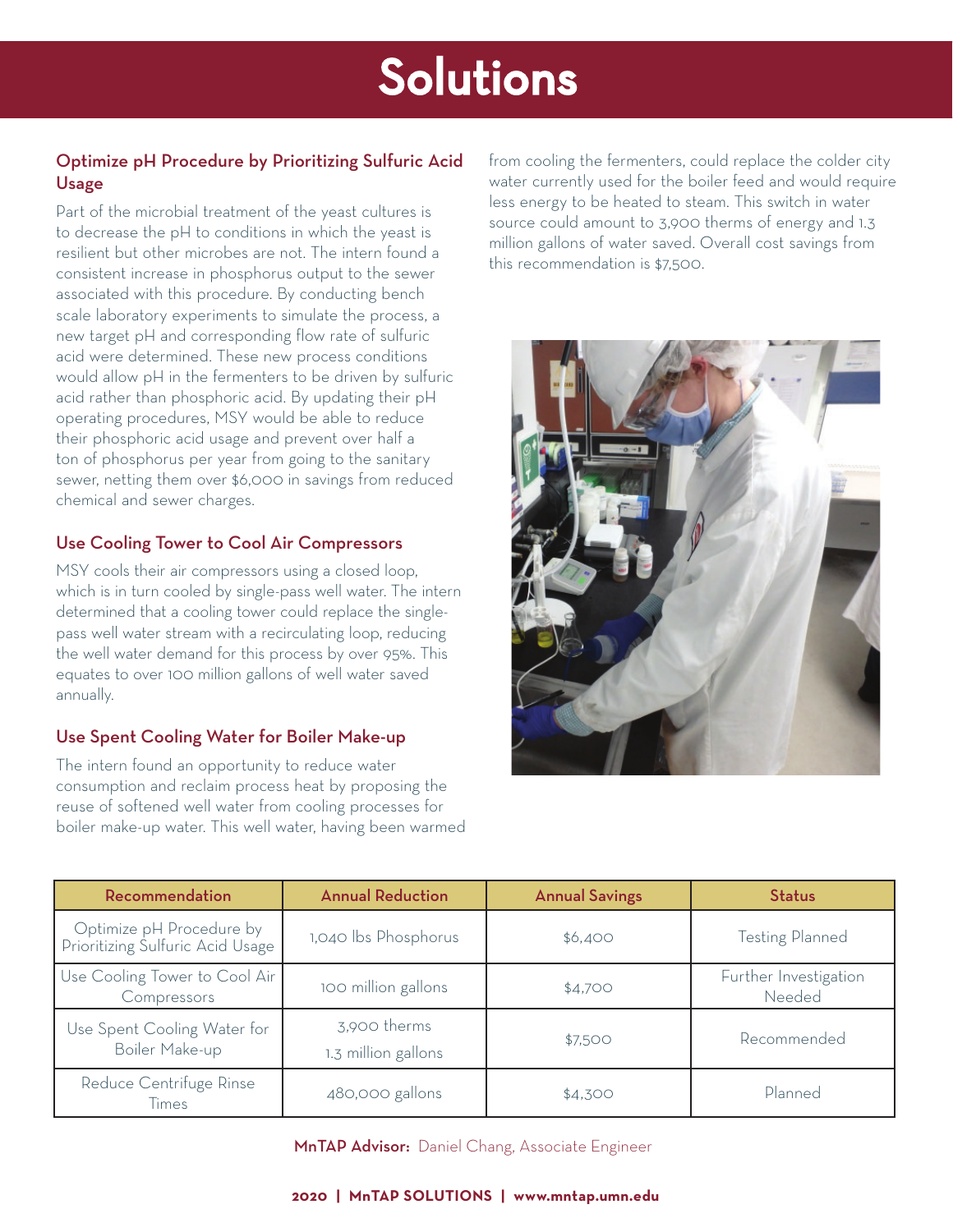# Solutions

### Optimize pH Procedure by Prioritizing Sulfuric Acid Usage

Part of the microbial treatment of the yeast cultures is to decrease the pH to conditions in which the yeast is resilient but other microbes are not. The intern found a consistent increase in phosphorus output to the sewer associated with this procedure. By conducting bench scale laboratory experiments to simulate the process, a new target pH and corresponding flow rate of sulfuric acid were determined. These new process conditions would allow pH in the fermenters to be driven by sulfuric acid rather than phosphoric acid. By updating their pH operating procedures, MSY would be able to reduce their phosphoric acid usage and prevent over half a ton of phosphorus per year from going to the sanitary sewer, netting them over $6,000 in savings from reduced chemical and sewer charges.

### Use Cooling Tower to Cool Air Compressors

MSY cools their air compressors using a closed loop, which is in turn cooled by single-pass well water. The intern determined that a cooling tower could replace the single-pass well water stream with a recirculating loop, reducing the well water demand for this process by over 95%. This equates to over 100 million gallons of well water saved annually.

### Use Spent Cooling Water for Boiler Make-up

The intern found an opportunity to reduce water consumption and reclaim process heat by proposing the reuse of softened well water from cooling processes for boiler make-up water. This well water, having been warmed from cooling the fermenters, could replace the colder city water currently used for the boiler feed and would require less energy to be heated to steam. This switch in water source could amount to 3,900 therms of energy and 1.3 million gallons of water saved. Overall cost savings from this recommendation is $7,500.

| Recommendation | Annual Reduction | Annual Savings | Status |
|---|---|---|---|
| Optimize pH Procedure by Prioritizing Sulfuric Acid Usage | 1,040 lbs Phosphorus | $6,400 | Testing Planned |
| Use Cooling Tower to Cool Air Compressors | 100 million gallons | $4,700 | Further Investigation Needed |
| Use Spent Cooling Water for Boiler Make-up | 3,900 therms<br>1.3 million gallons | $7,500 | Recommended |
| Reduce Centrifuge Rinse Times | 480,000 gallons | $4,300 | Planned |

**MnTAP Advisor:** Daniel Chang, Associate Engineer